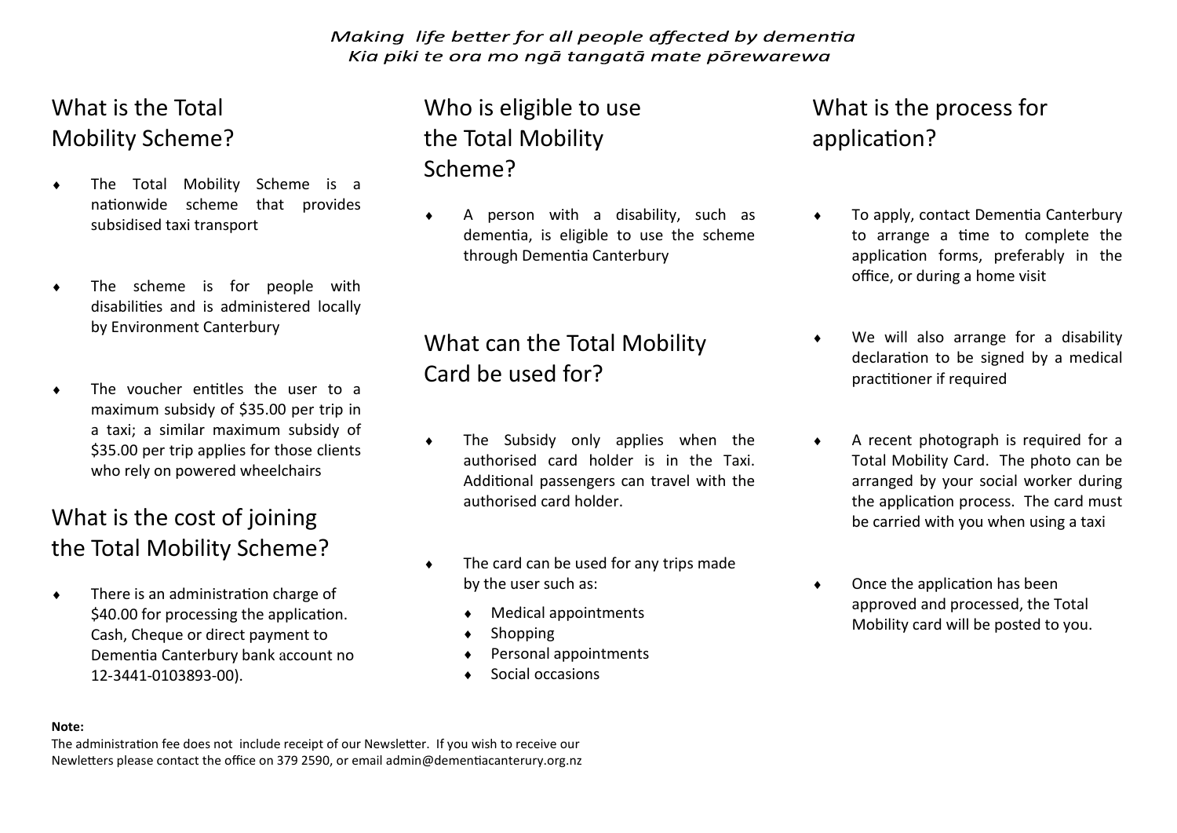*Making life better for all people affected by dementia*
*Kia piki te ora mo ngā tangatā mate pōrewarewa*

## What is the Total Mobility Scheme?

- The Total Mobility Scheme is a nationwide scheme that provides subsidised taxi transport
- The scheme is for people with disabilities and is administered locally by Environment Canterbury
- The voucher entitles the user to a maximum subsidy of $35.00 per trip in a taxi; a similar maximum subsidy of $35.00 per trip applies for those clients who rely on powered wheelchairs

## What is the cost of joining the Total Mobility Scheme?

- There is an administration charge of $40.00 for processing the application. Cash, Cheque or direct payment to Dementia Canterbury bank account no 12-3441-0103893-00).

## Who is eligible to use the Total Mobility Scheme?

- A person with a disability, such as dementia, is eligible to use the scheme through Dementia Canterbury

## What can the Total Mobility Card be used for?

- The Subsidy only applies when the authorised card holder is in the Taxi. Additional passengers can travel with the authorised card holder.
- The card can be used for any trips made by the user such as:
  - Medical appointments
  - Shopping
  - Personal appointments
  - Social occasions

## What is the process for application?

- To apply, contact Dementia Canterbury to arrange a time to complete the application forms, preferably in the office, or during a home visit
- We will also arrange for a disability declaration to be signed by a medical practitioner if required
- A recent photograph is required for a Total Mobility Card. The photo can be arranged by your social worker during the application process. The card must be carried with you when using a taxi
- Once the application has been approved and processed, the Total Mobility card will be posted to you.

**Note:**
The administration fee does not include receipt of our Newsletter. If you wish to receive our Newletters please contact the office on 379 2590, or email admin@dementiacanterury.org.nz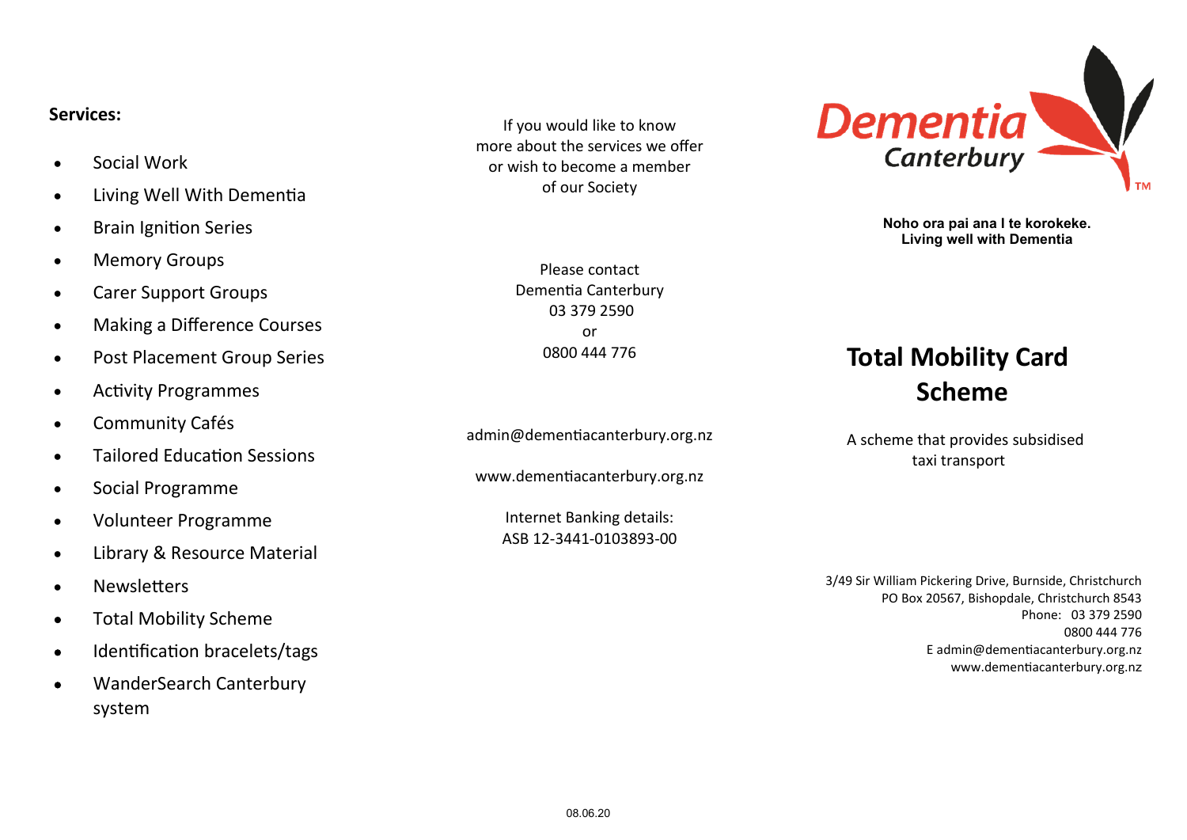**Services:**

- Social Work
- Living Well With Dementia
- Brain Ignition Series
- Memory Groups
- Carer Support Groups
- Making a Difference Courses
- Post Placement Group Series
- Activity Programmes
- Community Cafés
- Tailored Education Sessions
- Social Programme
- Volunteer Programme
- Library & Resource Material
- Newsletters
- Total Mobility Scheme
- Identification bracelets/tags
- WanderSearch Canterbury system

If you would like to know more about the services we offer or wish to become a member of our Society

Please contact
Dementia Canterbury
03 379 2590
or
0800 444 776

admin@dementiacanterbury.org.nz

www.dementiacanterbury.org.nz

Internet Banking details:
ASB 12-3441-0103893-00

Dementia Canterbury™

**Noho ora pai ana I te korokeke.**
**Living well with Dementia**

# Total Mobility Card Scheme

A scheme that provides subsidised taxi transport

3/49 Sir William Pickering Drive, Burnside, Christchurch
PO Box 20567, Bishopdale, Christchurch 8543
Phone: 03 379 2590
0800 444 776
E admin@dementiacanterbury.org.nz
www.dementiacanterbury.org.nz

08.06.20